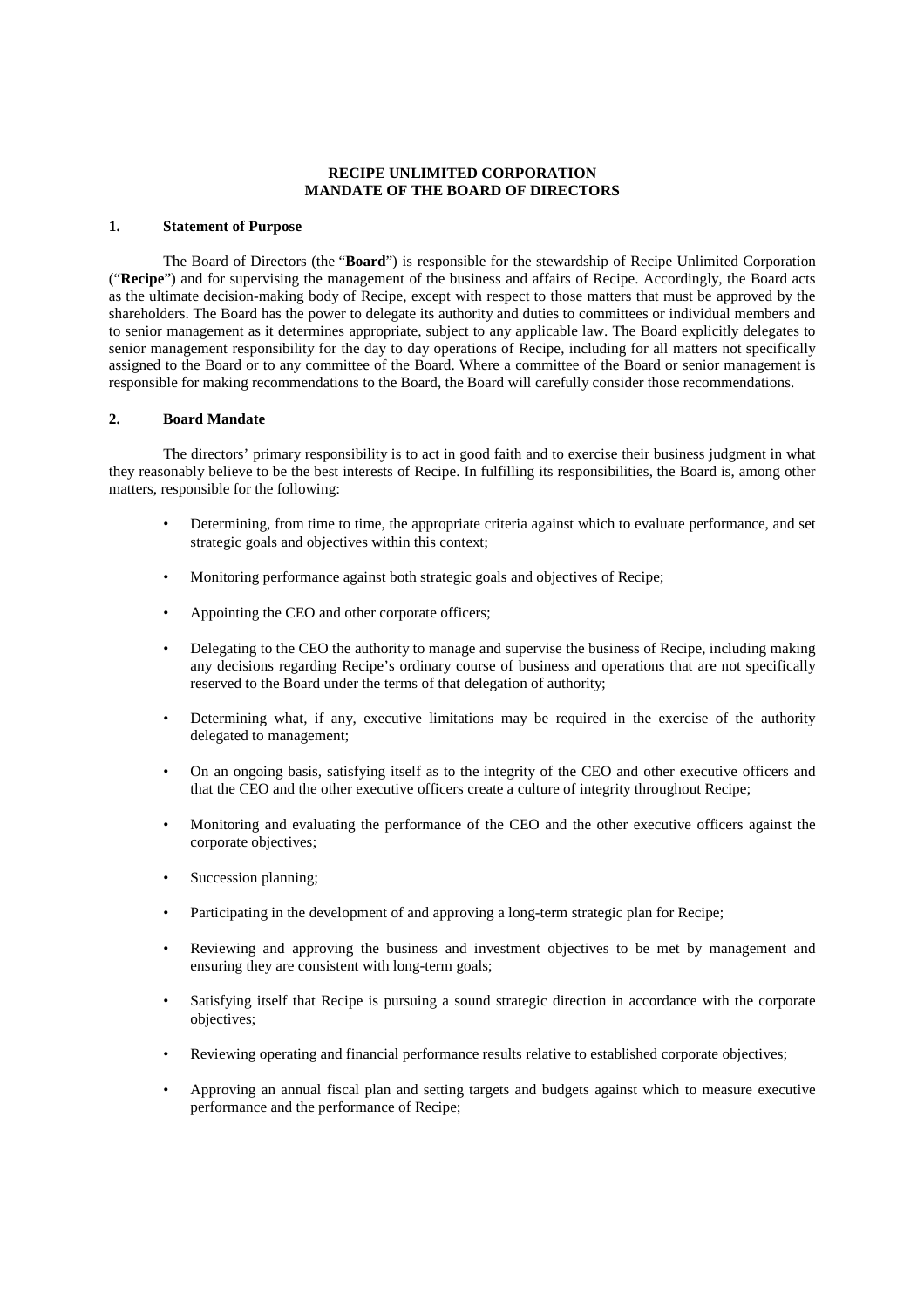# RECIPE UNLIMITED CORPORATION
# MANDATE OF THE BOARD OF DIRECTORS

## 1. Statement of Purpose

The Board of Directors (the "**Board**") is responsible for the stewardship of Recipe Unlimited Corporation ("**Recipe**") and for supervising the management of the business and affairs of Recipe. Accordingly, the Board acts as the ultimate decision-making body of Recipe, except with respect to those matters that must be approved by the shareholders. The Board has the power to delegate its authority and duties to committees or individual members and to senior management as it determines appropriate, subject to any applicable law. The Board explicitly delegates to senior management responsibility for the day to day operations of Recipe, including for all matters not specifically assigned to the Board or to any committee of the Board. Where a committee of the Board or senior management is responsible for making recommendations to the Board, the Board will carefully consider those recommendations.

## 2. Board Mandate

The directors' primary responsibility is to act in good faith and to exercise their business judgment in what they reasonably believe to be the best interests of Recipe. In fulfilling its responsibilities, the Board is, among other matters, responsible for the following:

- Determining, from time to time, the appropriate criteria against which to evaluate performance, and set strategic goals and objectives within this context;
- Monitoring performance against both strategic goals and objectives of Recipe;
- Appointing the CEO and other corporate officers;
- Delegating to the CEO the authority to manage and supervise the business of Recipe, including making any decisions regarding Recipe's ordinary course of business and operations that are not specifically reserved to the Board under the terms of that delegation of authority;
- Determining what, if any, executive limitations may be required in the exercise of the authority delegated to management;
- On an ongoing basis, satisfying itself as to the integrity of the CEO and other executive officers and that the CEO and the other executive officers create a culture of integrity throughout Recipe;
- Monitoring and evaluating the performance of the CEO and the other executive officers against the corporate objectives;
- Succession planning;
- Participating in the development of and approving a long-term strategic plan for Recipe;
- Reviewing and approving the business and investment objectives to be met by management and ensuring they are consistent with long-term goals;
- Satisfying itself that Recipe is pursuing a sound strategic direction in accordance with the corporate objectives;
- Reviewing operating and financial performance results relative to established corporate objectives;
- Approving an annual fiscal plan and setting targets and budgets against which to measure executive performance and the performance of Recipe;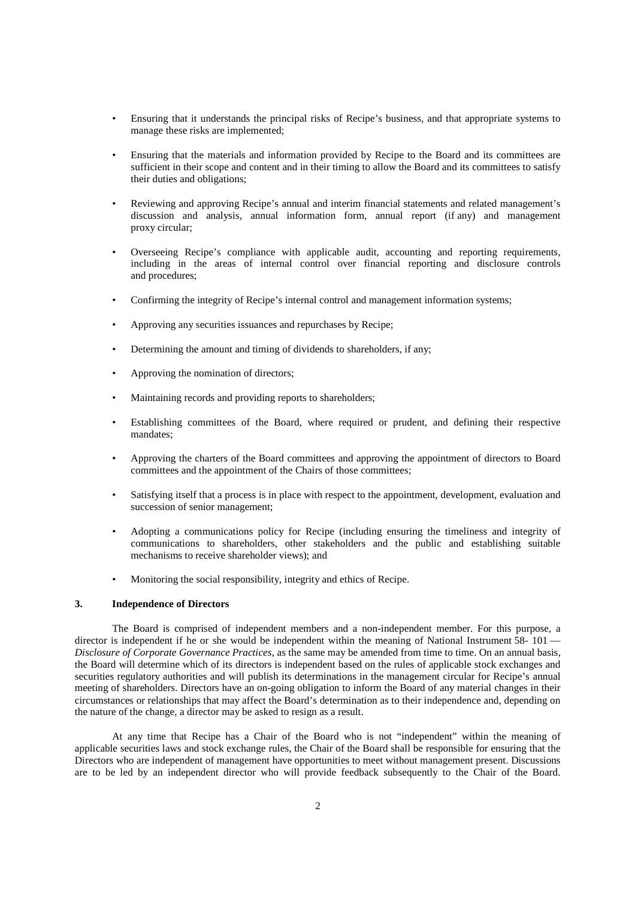- Ensuring that it understands the principal risks of Recipe's business, and that appropriate systems to manage these risks are implemented;
- Ensuring that the materials and information provided by Recipe to the Board and its committees are sufficient in their scope and content and in their timing to allow the Board and its committees to satisfy their duties and obligations;
- Reviewing and approving Recipe's annual and interim financial statements and related management's discussion and analysis, annual information form, annual report (if any) and management proxy circular;
- Overseeing Recipe's compliance with applicable audit, accounting and reporting requirements, including in the areas of internal control over financial reporting and disclosure controls and procedures;
- Confirming the integrity of Recipe's internal control and management information systems;
- Approving any securities issuances and repurchases by Recipe;
- Determining the amount and timing of dividends to shareholders, if any;
- Approving the nomination of directors;
- Maintaining records and providing reports to shareholders;
- Establishing committees of the Board, where required or prudent, and defining their respective mandates;
- Approving the charters of the Board committees and approving the appointment of directors to Board committees and the appointment of the Chairs of those committees;
- Satisfying itself that a process is in place with respect to the appointment, development, evaluation and succession of senior management;
- Adopting a communications policy for Recipe (including ensuring the timeliness and integrity of communications to shareholders, other stakeholders and the public and establishing suitable mechanisms to receive shareholder views); and
- Monitoring the social responsibility, integrity and ethics of Recipe.

### 3. Independence of Directors

The Board is comprised of independent members and a non-independent member. For this purpose, a director is independent if he or she would be independent within the meaning of National Instrument 58- 101 — *Disclosure of Corporate Governance Practices*, as the same may be amended from time to time. On an annual basis, the Board will determine which of its directors is independent based on the rules of applicable stock exchanges and securities regulatory authorities and will publish its determinations in the management circular for Recipe's annual meeting of shareholders. Directors have an on-going obligation to inform the Board of any material changes in their circumstances or relationships that may affect the Board's determination as to their independence and, depending on the nature of the change, a director may be asked to resign as a result.

At any time that Recipe has a Chair of the Board who is not "independent" within the meaning of applicable securities laws and stock exchange rules, the Chair of the Board shall be responsible for ensuring that the Directors who are independent of management have opportunities to meet without management present. Discussions are to be led by an independent director who will provide feedback subsequently to the Chair of the Board.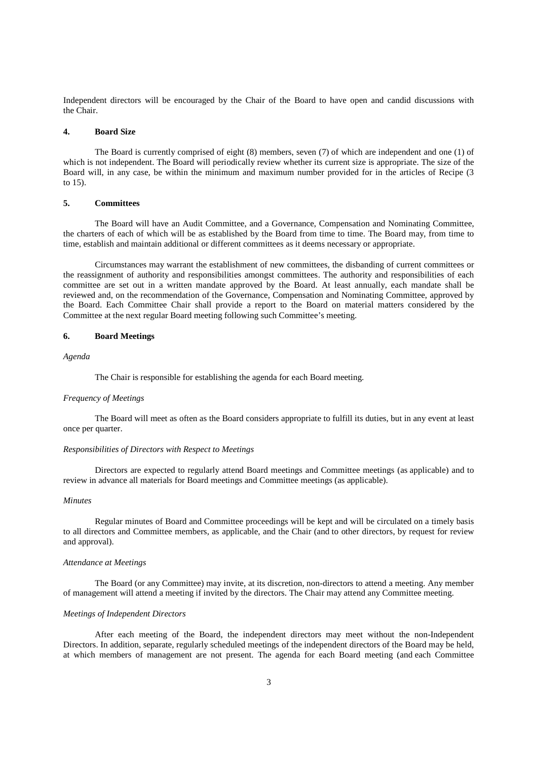Independent directors will be encouraged by the Chair of the Board to have open and candid discussions with the Chair.

## 4. Board Size

The Board is currently comprised of eight (8) members, seven (7) of which are independent and one (1) of which is not independent. The Board will periodically review whether its current size is appropriate. The size of the Board will, in any case, be within the minimum and maximum number provided for in the articles of Recipe (3 to 15).

## 5. Committees

The Board will have an Audit Committee, and a Governance, Compensation and Nominating Committee, the charters of each of which will be as established by the Board from time to time. The Board may, from time to time, establish and maintain additional or different committees as it deems necessary or appropriate.

Circumstances may warrant the establishment of new committees, the disbanding of current committees or the reassignment of authority and responsibilities amongst committees. The authority and responsibilities of each committee are set out in a written mandate approved by the Board. At least annually, each mandate shall be reviewed and, on the recommendation of the Governance, Compensation and Nominating Committee, approved by the Board. Each Committee Chair shall provide a report to the Board on material matters considered by the Committee at the next regular Board meeting following such Committee's meeting.

## 6. Board Meetings

*Agenda*

The Chair is responsible for establishing the agenda for each Board meeting.

*Frequency of Meetings*

The Board will meet as often as the Board considers appropriate to fulfill its duties, but in any event at least once per quarter.

*Responsibilities of Directors with Respect to Meetings*

Directors are expected to regularly attend Board meetings and Committee meetings (as applicable) and to review in advance all materials for Board meetings and Committee meetings (as applicable).

*Minutes*

Regular minutes of Board and Committee proceedings will be kept and will be circulated on a timely basis to all directors and Committee members, as applicable, and the Chair (and to other directors, by request for review and approval).

*Attendance at Meetings*

The Board (or any Committee) may invite, at its discretion, non-directors to attend a meeting. Any member of management will attend a meeting if invited by the directors. The Chair may attend any Committee meeting.

*Meetings of Independent Directors*

After each meeting of the Board, the independent directors may meet without the non-Independent Directors. In addition, separate, regularly scheduled meetings of the independent directors of the Board may be held, at which members of management are not present. The agenda for each Board meeting (and each Committee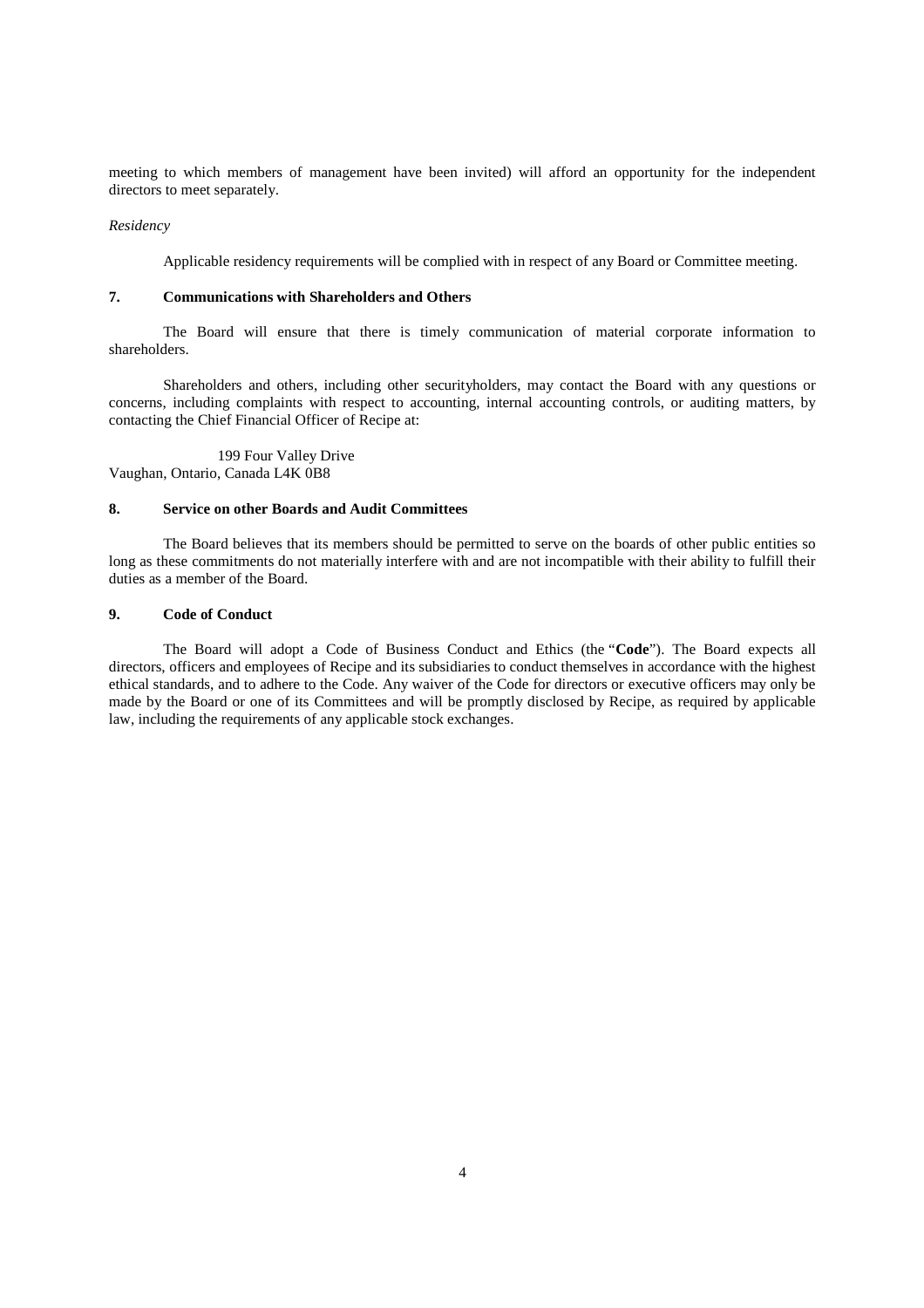meeting to which members of management have been invited) will afford an opportunity for the independent directors to meet separately.

*Residency*

Applicable residency requirements will be complied with in respect of any Board or Committee meeting.

## 7. Communications with Shareholders and Others

The Board will ensure that there is timely communication of material corporate information to shareholders.

Shareholders and others, including other securityholders, may contact the Board with any questions or concerns, including complaints with respect to accounting, internal accounting controls, or auditing matters, by contacting the Chief Financial Officer of Recipe at:

199 Four Valley Drive
Vaughan, Ontario, Canada L4K 0B8

## 8. Service on other Boards and Audit Committees

The Board believes that its members should be permitted to serve on the boards of other public entities so long as these commitments do not materially interfere with and are not incompatible with their ability to fulfill their duties as a member of the Board.

## 9. Code of Conduct

The Board will adopt a Code of Business Conduct and Ethics (the "**Code**"). The Board expects all directors, officers and employees of Recipe and its subsidiaries to conduct themselves in accordance with the highest ethical standards, and to adhere to the Code. Any waiver of the Code for directors or executive officers may only be made by the Board or one of its Committees and will be promptly disclosed by Recipe, as required by applicable law, including the requirements of any applicable stock exchanges.